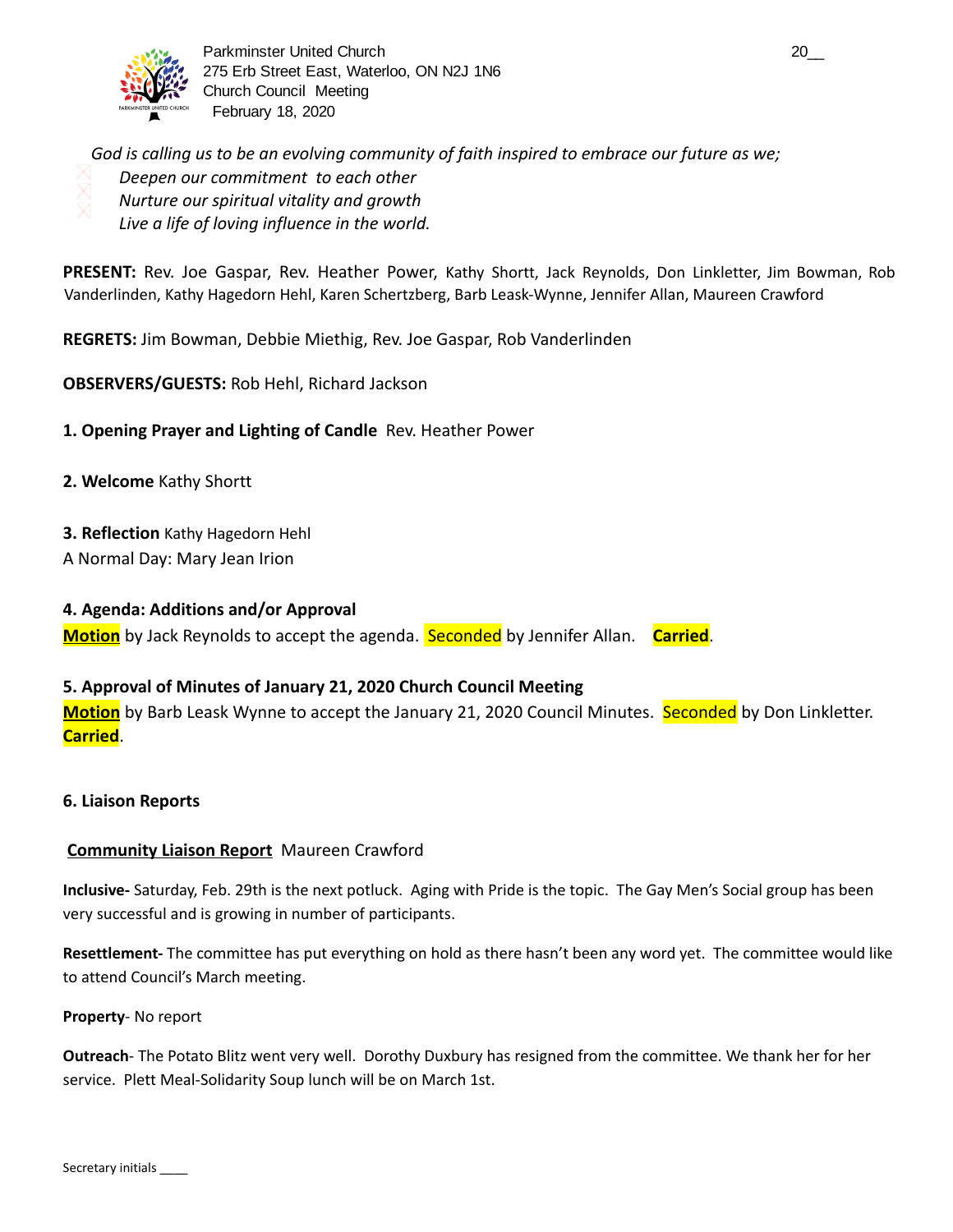Parkminster United Church
275 Erb Street East, Waterloo, ON N2J 1N6
Church Council Meeting
February 18, 2020

20__

*God is calling us to be an evolving community of faith inspired to embrace our future as we;*

- *Deepen our commitment to each other*
- *Nurture our spiritual vitality and growth*
- *Live a life of loving influence in the world.*

**PRESENT:** Rev. Joe Gaspar, Rev. Heather Power, Kathy Shortt, Jack Reynolds, Don Linkletter, Jim Bowman, Rob Vanderlinden, Kathy Hagedorn Hehl, Karen Schertzberg, Barb Leask-Wynne, Jennifer Allan, Maureen Crawford

**REGRETS:** Jim Bowman, Debbie Miethig, Rev. Joe Gaspar, Rob Vanderlinden

**OBSERVERS/GUESTS:** Rob Hehl, Richard Jackson

**1. Opening Prayer and Lighting of Candle** Rev. Heather Power

**2. Welcome** Kathy Shortt

**3. Reflection** Kathy Hagedorn Hehl
A Normal Day: Mary Jean Irion

**4. Agenda: Additions and/or Approval**
**Motion** by Jack Reynolds to accept the agenda. Seconded by Jennifer Allan. **Carried**.

**5. Approval of Minutes of January 21, 2020 Church Council Meeting**
**Motion** by Barb Leask Wynne to accept the January 21, 2020 Council Minutes. Seconded by Don Linkletter. **Carried**.

**6. Liaison Reports**

**Community Liaison Report** Maureen Crawford

**Inclusive-** Saturday, Feb. 29th is the next potluck. Aging with Pride is the topic. The Gay Men's Social group has been very successful and is growing in number of participants.

**Resettlement-** The committee has put everything on hold as there hasn't been any word yet. The committee would like to attend Council's March meeting.

**Property**- No report

**Outreach**- The Potato Blitz went very well. Dorothy Duxbury has resigned from the committee. We thank her for her service. Plett Meal-Solidarity Soup lunch will be on March 1st.

Secretary initials ____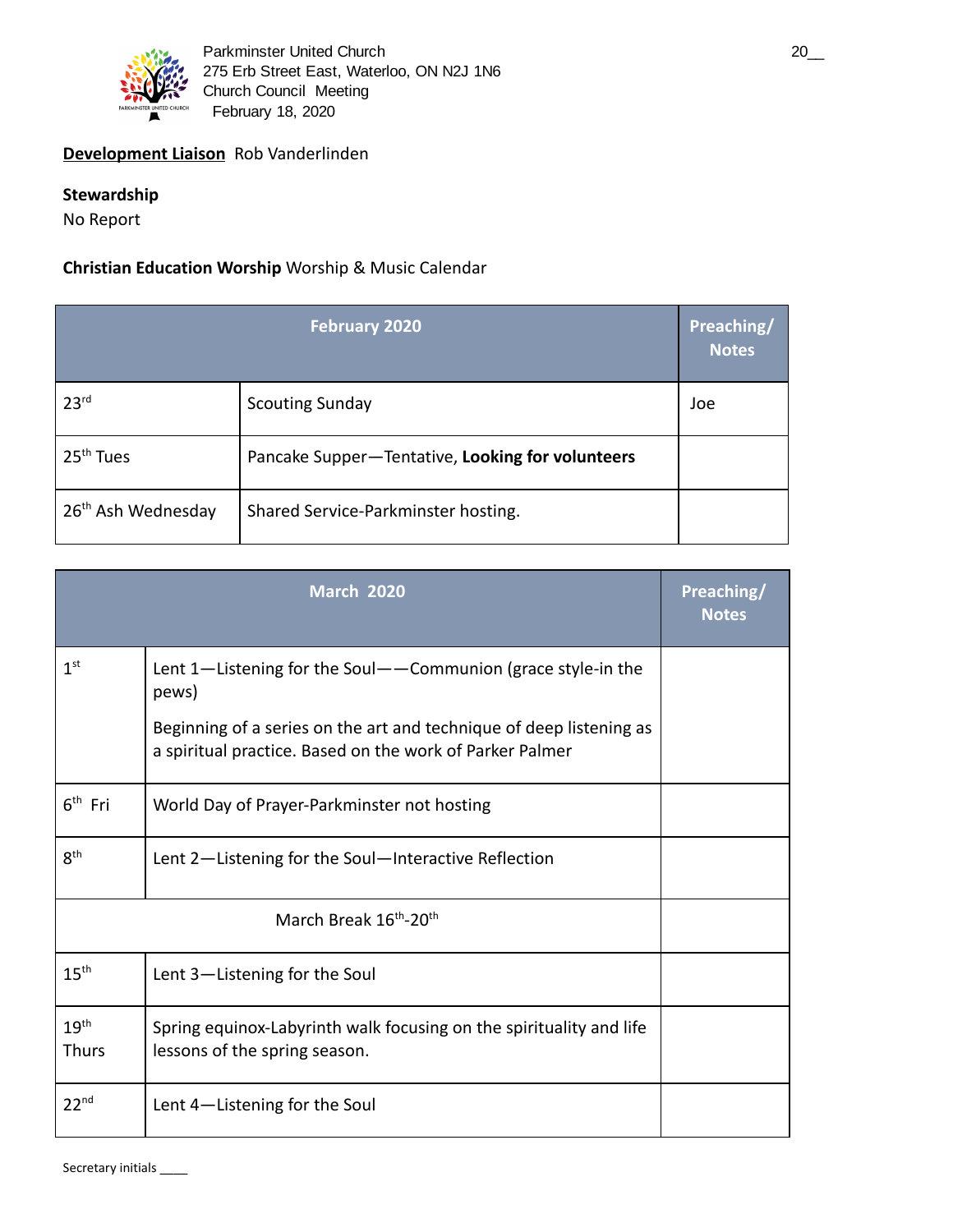Parkminster United Church
275 Erb Street East, Waterloo, ON N2J 1N6
Church Council Meeting
February 18, 2020

**Development Liaison** Rob Vanderlinden

**Stewardship**
No Report

**Christian Education Worship** Worship & Music Calendar

| February 2020 | | Preaching/ Notes |
|---|---|---|
| 23rd | Scouting Sunday | Joe |
| 25th Tues | Pancake Supper—Tentative, **Looking for volunteers** | |
| 26th Ash Wednesday | Shared Service-Parkminster hosting. | |

| March 2020 | | Preaching/ Notes |
|---|---|---|
| 1st | Lent 1—Listening for the Soul——Communion (grace style-in the pews)<br><br>Beginning of a series on the art and technique of deep listening as a spiritual practice. Based on the work of Parker Palmer | |
| 6th Fri | World Day of Prayer-Parkminster not hosting | |
| 8th | Lent 2—Listening for the Soul—Interactive Reflection | |
| March Break 16th-20th | | |
| 15th | Lent 3—Listening for the Soul | |
| 19th Thurs | Spring equinox-Labyrinth walk focusing on the spirituality and life lessons of the spring season. | |
| 22nd | Lent 4—Listening for the Soul | |

Secretary initials ____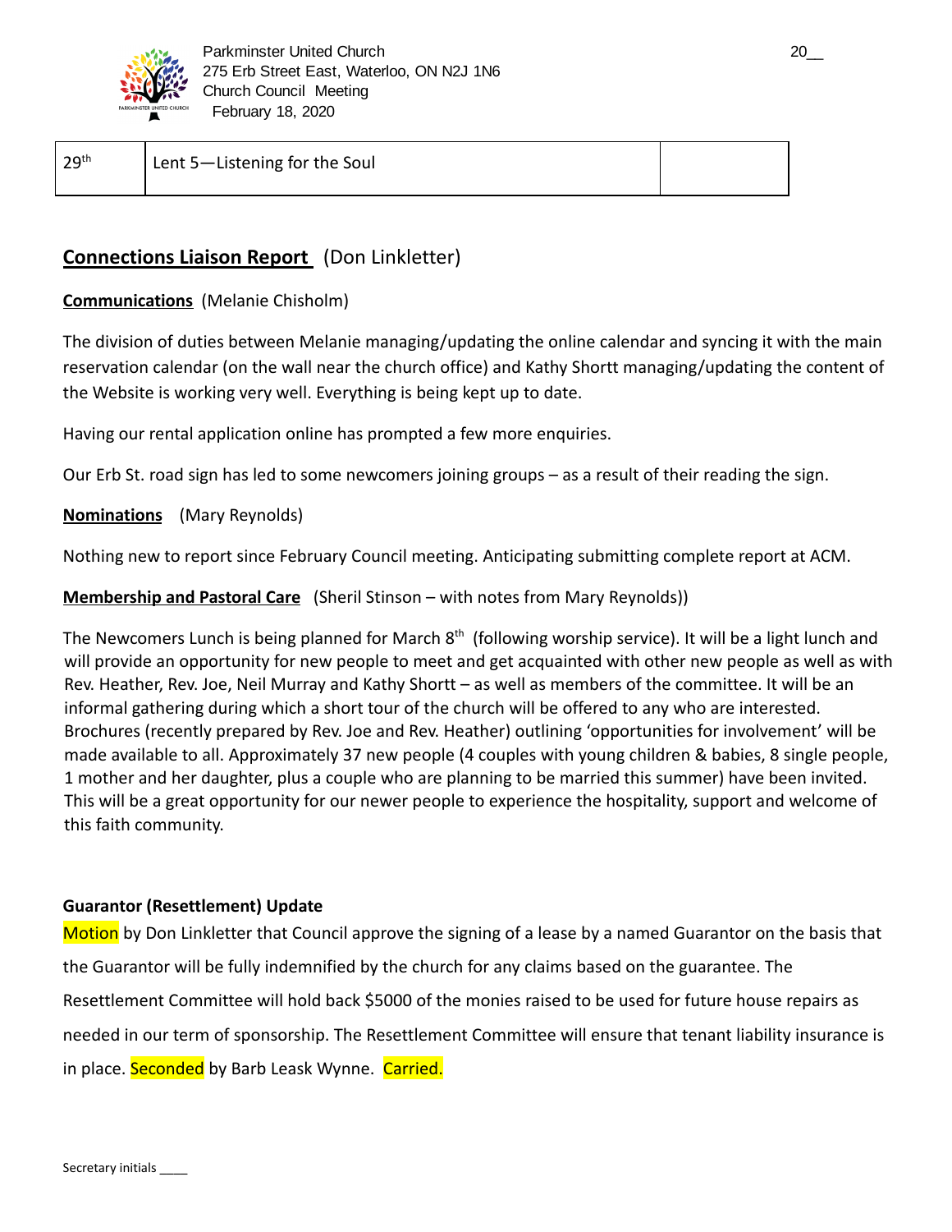| 29th | Lent 5—Listening for the Soul | |
|---|---|---|

## **Connections Liaison Report** (Don Linkletter)

**Communications** (Melanie Chisholm)

The division of duties between Melanie managing/updating the online calendar and syncing it with the main reservation calendar (on the wall near the church office) and Kathy Shortt managing/updating the content of the Website is working very well. Everything is being kept up to date.

Having our rental application online has prompted a few more enquiries.

Our Erb St. road sign has led to some newcomers joining groups – as a result of their reading the sign.

**Nominations** (Mary Reynolds)

Nothing new to report since February Council meeting. Anticipating submitting complete report at ACM.

**Membership and Pastoral Care** (Sheril Stinson – with notes from Mary Reynolds))

The Newcomers Lunch is being planned for March 8th (following worship service). It will be a light lunch and will provide an opportunity for new people to meet and get acquainted with other new people as well as with Rev. Heather, Rev. Joe, Neil Murray and Kathy Shortt – as well as members of the committee. It will be an informal gathering during which a short tour of the church will be offered to any who are interested. Brochures (recently prepared by Rev. Joe and Rev. Heather) outlining 'opportunities for involvement' will be made available to all. Approximately 37 new people (4 couples with young children & babies, 8 single people, 1 mother and her daughter, plus a couple who are planning to be married this summer) have been invited. This will be a great opportunity for our newer people to experience the hospitality, support and welcome of this faith community.

**Guarantor (Resettlement) Update**

Motion by Don Linkletter that Council approve the signing of a lease by a named Guarantor on the basis that the Guarantor will be fully indemnified by the church for any claims based on the guarantee. The Resettlement Committee will hold back $5000 of the monies raised to be used for future house repairs as needed in our term of sponsorship. The Resettlement Committee will ensure that tenant liability insurance is in place. Seconded by Barb Leask Wynne. Carried.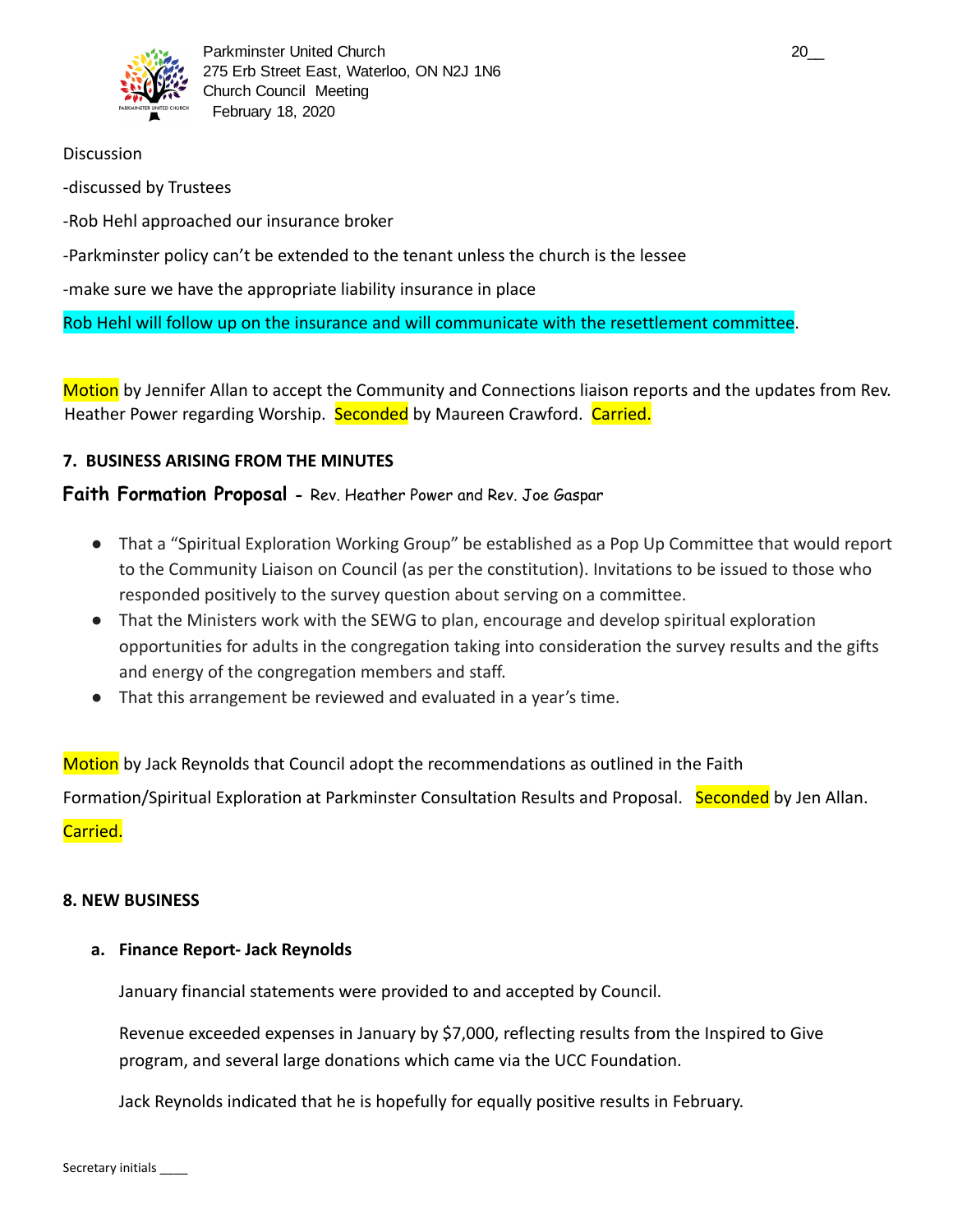Discussion

-discussed by Trustees

-Rob Hehl approached our insurance broker

-Parkminster policy can't be extended to the tenant unless the church is the lessee

-make sure we have the appropriate liability insurance in place

Rob Hehl will follow up on the insurance and will communicate with the resettlement committee.

Motion by Jennifer Allan to accept the Community and Connections liaison reports and the updates from Rev. Heather Power regarding Worship. Seconded by Maureen Crawford. Carried.

### 7. BUSINESS ARISING FROM THE MINUTES

**Faith Formation Proposal** - Rev. Heather Power and Rev. Joe Gaspar

- That a "Spiritual Exploration Working Group" be established as a Pop Up Committee that would report to the Community Liaison on Council (as per the constitution). Invitations to be issued to those who responded positively to the survey question about serving on a committee.
- That the Ministers work with the SEWG to plan, encourage and develop spiritual exploration opportunities for adults in the congregation taking into consideration the survey results and the gifts and energy of the congregation members and staff.
- That this arrangement be reviewed and evaluated in a year's time.

Motion by Jack Reynolds that Council adopt the recommendations as outlined in the Faith Formation/Spiritual Exploration at Parkminster Consultation Results and Proposal. Seconded by Jen Allan. Carried.

### 8. NEW BUSINESS

**a. Finance Report- Jack Reynolds**

January financial statements were provided to and accepted by Council.

Revenue exceeded expenses in January by $7,000, reflecting results from the Inspired to Give program, and several large donations which came via the UCC Foundation.

Jack Reynolds indicated that he is hopefully for equally positive results in February.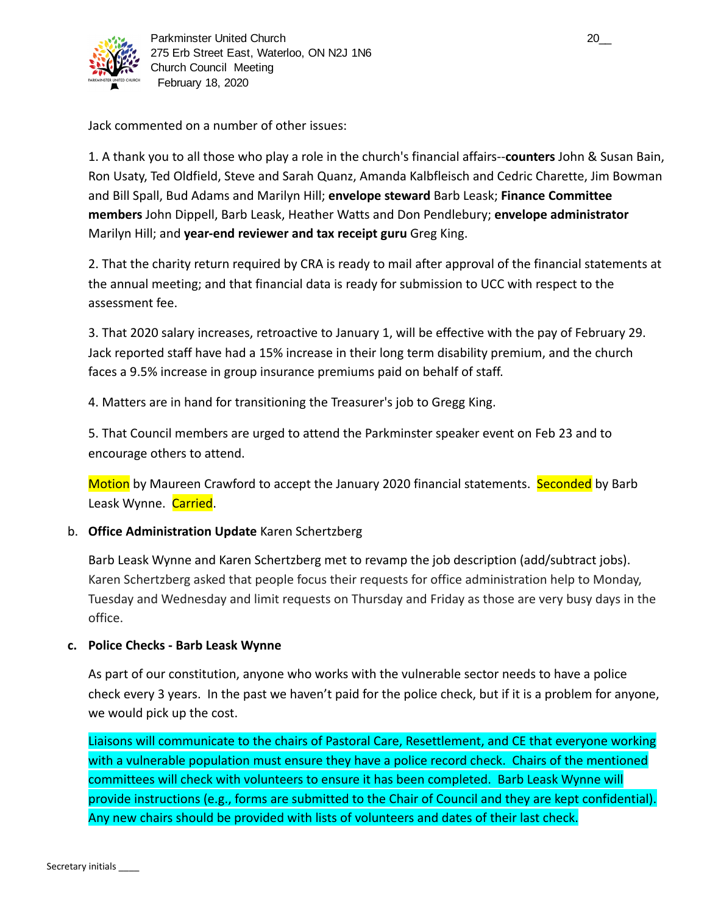Jack commented on a number of other issues:

1. A thank you to all those who play a role in the church's financial affairs--**counters** John & Susan Bain, Ron Usaty, Ted Oldfield, Steve and Sarah Quanz, Amanda Kalbfleisch and Cedric Charette, Jim Bowman and Bill Spall, Bud Adams and Marilyn Hill; **envelope steward** Barb Leask; **Finance Committee members** John Dippell, Barb Leask, Heather Watts and Don Pendlebury; **envelope administrator** Marilyn Hill; and **year-end reviewer and tax receipt guru** Greg King.

2. That the charity return required by CRA is ready to mail after approval of the financial statements at the annual meeting; and that financial data is ready for submission to UCC with respect to the assessment fee.

3. That 2020 salary increases, retroactive to January 1, will be effective with the pay of February 29. Jack reported staff have had a 15% increase in their long term disability premium, and the church faces a 9.5% increase in group insurance premiums paid on behalf of staff.

4. Matters are in hand for transitioning the Treasurer's job to Gregg King.

5. That Council members are urged to attend the Parkminster speaker event on Feb 23 and to encourage others to attend.

Motion by Maureen Crawford to accept the January 2020 financial statements. Seconded by Barb Leask Wynne. Carried.

b. **Office Administration Update** Karen Schertzberg

Barb Leask Wynne and Karen Schertzberg met to revamp the job description (add/subtract jobs). Karen Schertzberg asked that people focus their requests for office administration help to Monday, Tuesday and Wednesday and limit requests on Thursday and Friday as those are very busy days in the office.

**c. Police Checks - Barb Leask Wynne**

As part of our constitution, anyone who works with the vulnerable sector needs to have a police check every 3 years. In the past we haven't paid for the police check, but if it is a problem for anyone, we would pick up the cost.

Liaisons will communicate to the chairs of Pastoral Care, Resettlement, and CE that everyone working with a vulnerable population must ensure they have a police record check. Chairs of the mentioned committees will check with volunteers to ensure it has been completed. Barb Leask Wynne will provide instructions (e.g., forms are submitted to the Chair of Council and they are kept confidential). Any new chairs should be provided with lists of volunteers and dates of their last check.

Secretary initials ____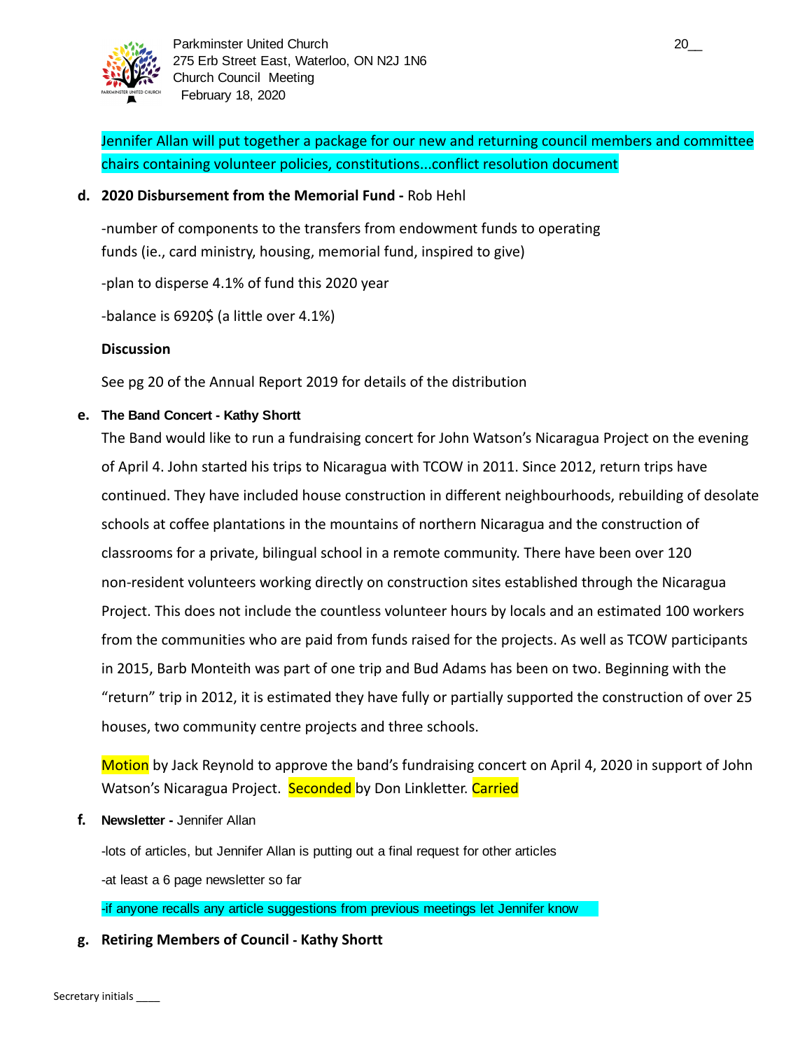Jennifer Allan will put together a package for our new and returning council members and committee chairs containing volunteer policies, constitutions...conflict resolution document

**d. 2020 Disbursement from the Memorial Fund -** Rob Hehl

-number of components to the transfers from endowment funds to operating funds (ie., card ministry, housing, memorial fund, inspired to give)

-plan to disperse 4.1% of fund this 2020 year

-balance is 6920$ (a little over 4.1%)

**Discussion**

See pg 20 of the Annual Report 2019 for details of the distribution

**e. The Band Concert - Kathy Shortt**

The Band would like to run a fundraising concert for John Watson's Nicaragua Project on the evening of April 4. John started his trips to Nicaragua with TCOW in 2011. Since 2012, return trips have continued. They have included house construction in different neighbourhoods, rebuilding of desolate schools at coffee plantations in the mountains of northern Nicaragua and the construction of classrooms for a private, bilingual school in a remote community. There have been over 120 non-resident volunteers working directly on construction sites established through the Nicaragua Project. This does not include the countless volunteer hours by locals and an estimated 100 workers from the communities who are paid from funds raised for the projects. As well as TCOW participants in 2015, Barb Monteith was part of one trip and Bud Adams has been on two. Beginning with the "return" trip in 2012, it is estimated they have fully or partially supported the construction of over 25 houses, two community centre projects and three schools.

Motion by Jack Reynold to approve the band's fundraising concert on April 4, 2020 in support of John Watson's Nicaragua Project. Seconded by Don Linkletter. Carried

**f. Newsletter -** Jennifer Allan

-lots of articles, but Jennifer Allan is putting out a final request for other articles

-at least a 6 page newsletter so far

-if anyone recalls any article suggestions from previous meetings let Jennifer know

**g. Retiring Members of Council - Kathy Shortt**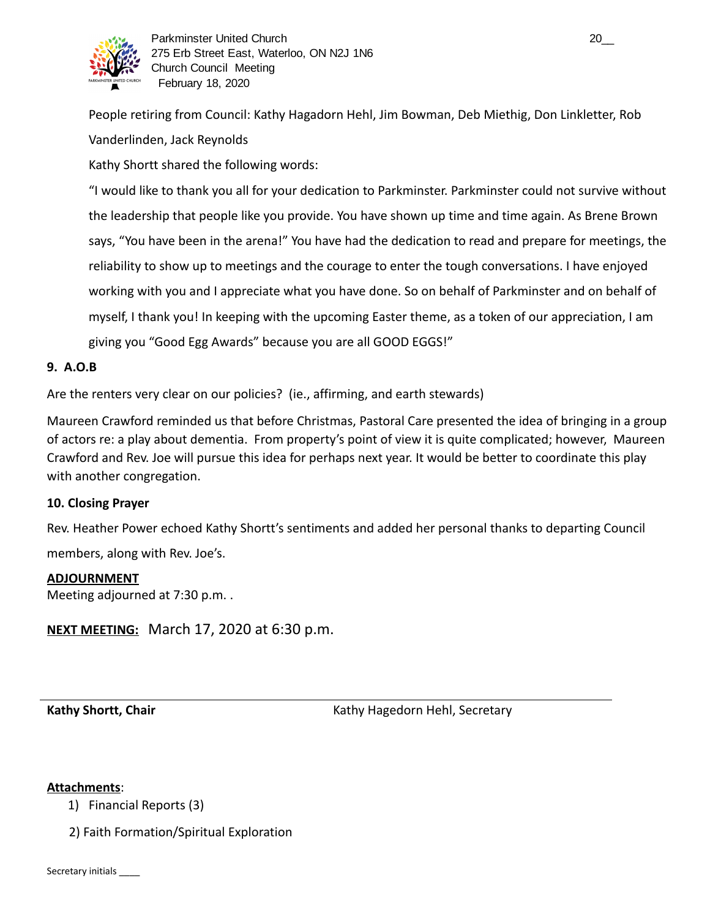People retiring from Council: Kathy Hagadorn Hehl, Jim Bowman, Deb Miethig, Don Linkletter, Rob Vanderlinden, Jack Reynolds

Kathy Shortt shared the following words:

"I would like to thank you all for your dedication to Parkminster. Parkminster could not survive without the leadership that people like you provide. You have shown up time and time again. As Brene Brown says, "You have been in the arena!" You have had the dedication to read and prepare for meetings, the reliability to show up to meetings and the courage to enter the tough conversations. I have enjoyed working with you and I appreciate what you have done. So on behalf of Parkminster and on behalf of myself, I thank you! In keeping with the upcoming Easter theme, as a token of our appreciation, I am giving you "Good Egg Awards" because you are all GOOD EGGS!"

**9. A.O.B**

Are the renters very clear on our policies? (ie., affirming, and earth stewards)

Maureen Crawford reminded us that before Christmas, Pastoral Care presented the idea of bringing in a group of actors re: a play about dementia. From property's point of view it is quite complicated; however, Maureen Crawford and Rev. Joe will pursue this idea for perhaps next year. It would be better to coordinate this play with another congregation.

**10. Closing Prayer**

Rev. Heather Power echoed Kathy Shortt's sentiments and added her personal thanks to departing Council members, along with Rev. Joe's.

**ADJOURNMENT**

Meeting adjourned at 7:30 p.m. .

**NEXT MEETING:** March 17, 2020 at 6:30 p.m.

**Kathy Shortt, Chair** Kathy Hagedorn Hehl, Secretary

**Attachments**:

1) Financial Reports (3)
2) Faith Formation/Spiritual Exploration

Secretary initials ____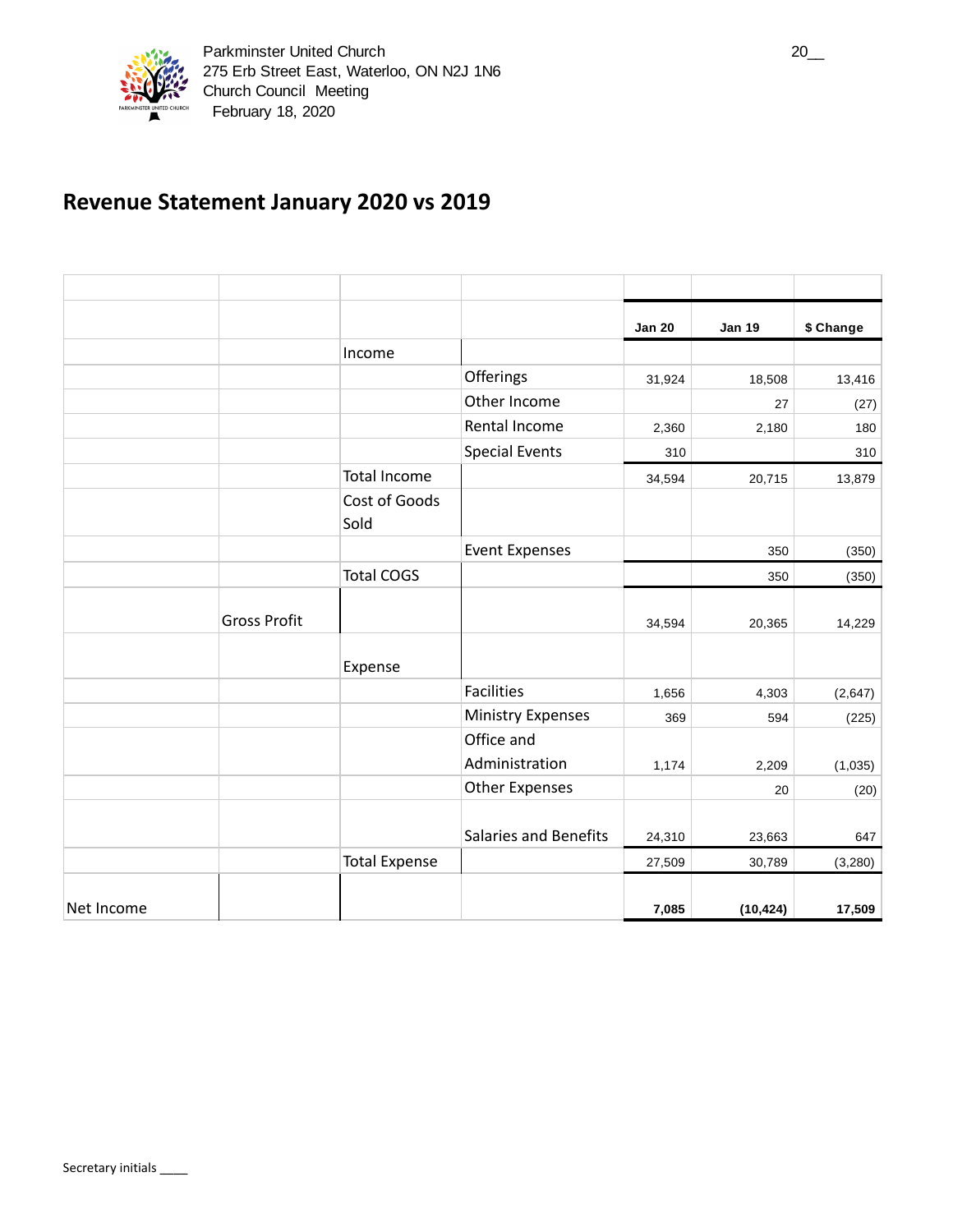Parkminster United Church
275 Erb Street East, Waterloo, ON N2J 1N6
Church Council Meeting
February 18, 2020

## Revenue Statement January 2020 vs 2019

| | | | | Jan 20 | Jan 19 | $ Change |
|---|---|---|---|---|---|---|
| | | Income | | | | |
| | | | Offerings | 31,924 | 18,508 | 13,416 |
| | | | Other Income | | 27 | (27) |
| | | | Rental Income | 2,360 | 2,180 | 180 |
| | | | Special Events | 310 | | 310 |
| | | Total Income | | 34,594 | 20,715 | 13,879 |
| | | Cost of Goods Sold | | | | |
| | | | Event Expenses | | 350 | (350) |
| | | Total COGS | | | 350 | (350) |
| | Gross Profit | | | 34,594 | 20,365 | 14,229 |
| | | Expense | | | | |
| | | | Facilities | 1,656 | 4,303 | (2,647) |
| | | | Ministry Expenses | 369 | 594 | (225) |
| | | | Office and Administration | 1,174 | 2,209 | (1,035) |
| | | | Other Expenses | | 20 | (20) |
| | | | Salaries and Benefits | 24,310 | 23,663 | 647 |
| | | Total Expense | | 27,509 | 30,789 | (3,280) |
| Net Income | | | | **7,085** | **(10,424)** | **17,509** |

Secretary initials ____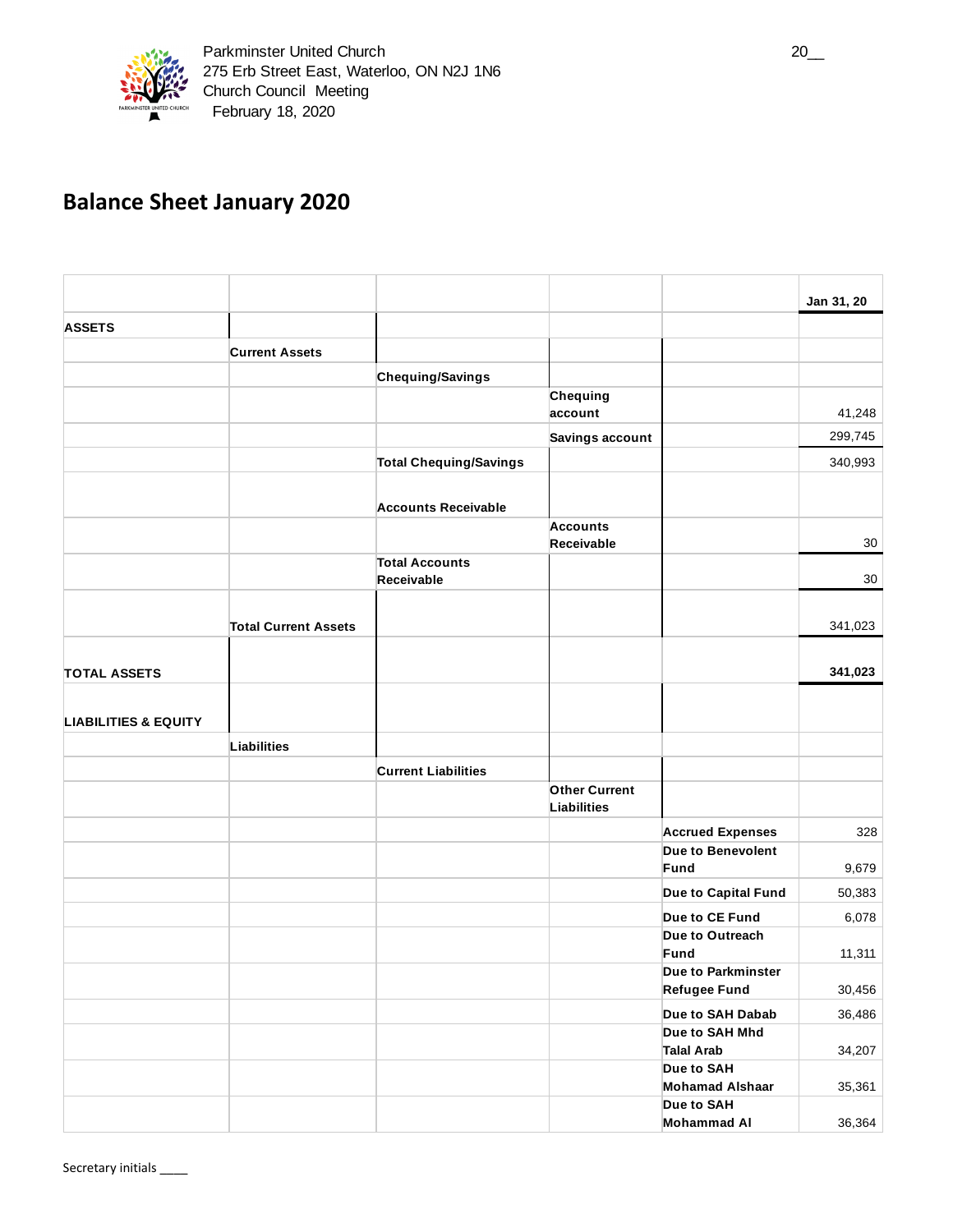Parkminster United Church
275 Erb Street East, Waterloo, ON N2J 1N6
Church Council Meeting
February 18, 2020

20__

# Balance Sheet January 2020

| | | | | | Jan 31, 20 |
|---|---|---|---|---|---|
| **ASSETS** | | | | | |
| | **Current Assets** | | | | |
| | | **Chequing/Savings** | | | |
| | | | **Chequing account** | | 41,248 |
| | | | **Savings account** | | 299,745 |
| | | **Total Chequing/Savings** | | | 340,993 |
| | | **Accounts Receivable** | | | |
| | | | **Accounts Receivable** | | 30 |
| | | **Total Accounts Receivable** | | | 30 |
| | **Total Current Assets** | | | | 341,023 |
| **TOTAL ASSETS** | | | | | **341,023** |
| **LIABILITIES & EQUITY** | | | | | |
| | **Liabilities** | | | | |
| | | **Current Liabilities** | | | |
| | | | **Other Current Liabilities** | | |
| | | | | **Accrued Expenses** | 328 |
| | | | | **Due to Benevolent Fund** | 9,679 |
| | | | | **Due to Capital Fund** | 50,383 |
| | | | | **Due to CE Fund** | 6,078 |
| | | | | **Due to Outreach Fund** | 11,311 |
| | | | | **Due to Parkminster Refugee Fund** | 30,456 |
| | | | | **Due to SAH Dabab** | 36,486 |
| | | | | **Due to SAH Mhd Talal Arab** | 34,207 |
| | | | | **Due to SAH Mohamad Alshaar** | 35,361 |
| | | | | **Due to SAH Mohammad Al** | 36,364 |

Secretary initials ____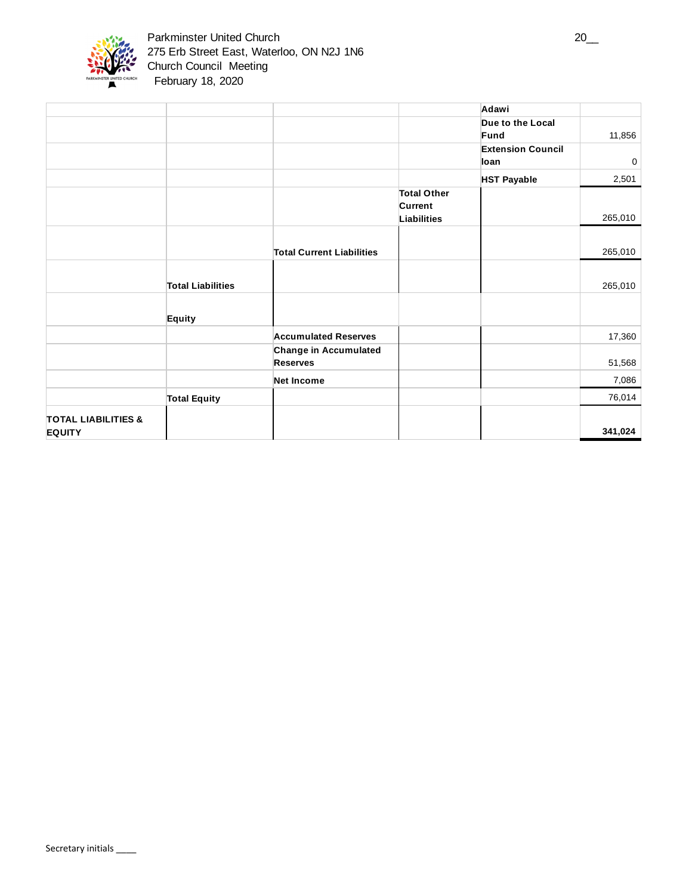Parkminster United Church
275 Erb Street East, Waterloo, ON N2J 1N6
Church Council Meeting
February 18, 2020

| | | | | | |
|---|---|---|---|---|---|
| | | | | **Adawi** | |
| | | | | **Due to the Local Fund** | 11,856 |
| | | | | **Extension Council loan** | 0 |
| | | | | **HST Payable** | 2,501 |
| | | | **Total Other Current Liabilities** | | 265,010 |
| | | **Total Current Liabilities** | | | 265,010 |
| | **Total Liabilities** | | | | 265,010 |
| | **Equity** | | | | |
| | | **Accumulated Reserves** | | | 17,360 |
| | | **Change in Accumulated Reserves** | | | 51,568 |
| | | **Net Income** | | | 7,086 |
| | **Total Equity** | | | | 76,014 |
| **TOTAL LIABILITIES & EQUITY** | | | | | **341,024** |

Secretary initials ____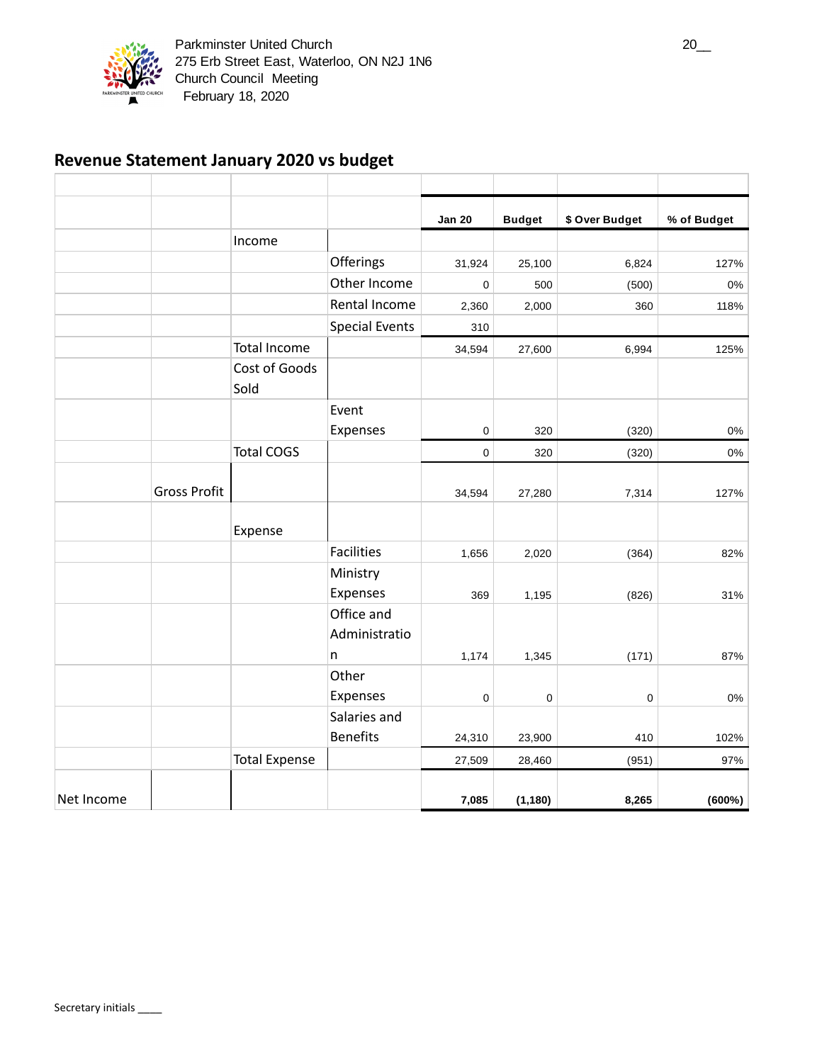Parkminster United Church
275 Erb Street East, Waterloo, ON N2J 1N6
Church Council Meeting
February 18, 2020

20__

## Revenue Statement January 2020 vs budget

| | | | | Jan 20 | Budget | $ Over Budget | % of Budget |
|---|---|---|---|---|---|---|---|
| | | Income | | | | | |
| | | | Offerings | 31,924 | 25,100 | 6,824 | 127% |
| | | | Other Income | 0 | 500 | (500) | 0% |
| | | | Rental Income | 2,360 | 2,000 | 360 | 118% |
| | | | Special Events | 310 | | | |
| | | Total Income | | 34,594 | 27,600 | 6,994 | 125% |
| | | Cost of Goods Sold | | | | | |
| | | | Event Expenses | 0 | 320 | (320) | 0% |
| | | Total COGS | | 0 | 320 | (320) | 0% |
| | Gross Profit | | | 34,594 | 27,280 | 7,314 | 127% |
| | | Expense | | | | | |
| | | | Facilities | 1,656 | 2,020 | (364) | 82% |
| | | | Ministry Expenses | 369 | 1,195 | (826) | 31% |
| | | | Office and Administration | 1,174 | 1,345 | (171) | 87% |
| | | | Other Expenses | 0 | 0 | 0 | 0% |
| | | | Salaries and Benefits | 24,310 | 23,900 | 410 | 102% |
| | | Total Expense | | 27,509 | 28,460 | (951) | 97% |
| Net Income | | | | **7,085** | **(1,180)** | **8,265** | **(600%)** |

Secretary initials ____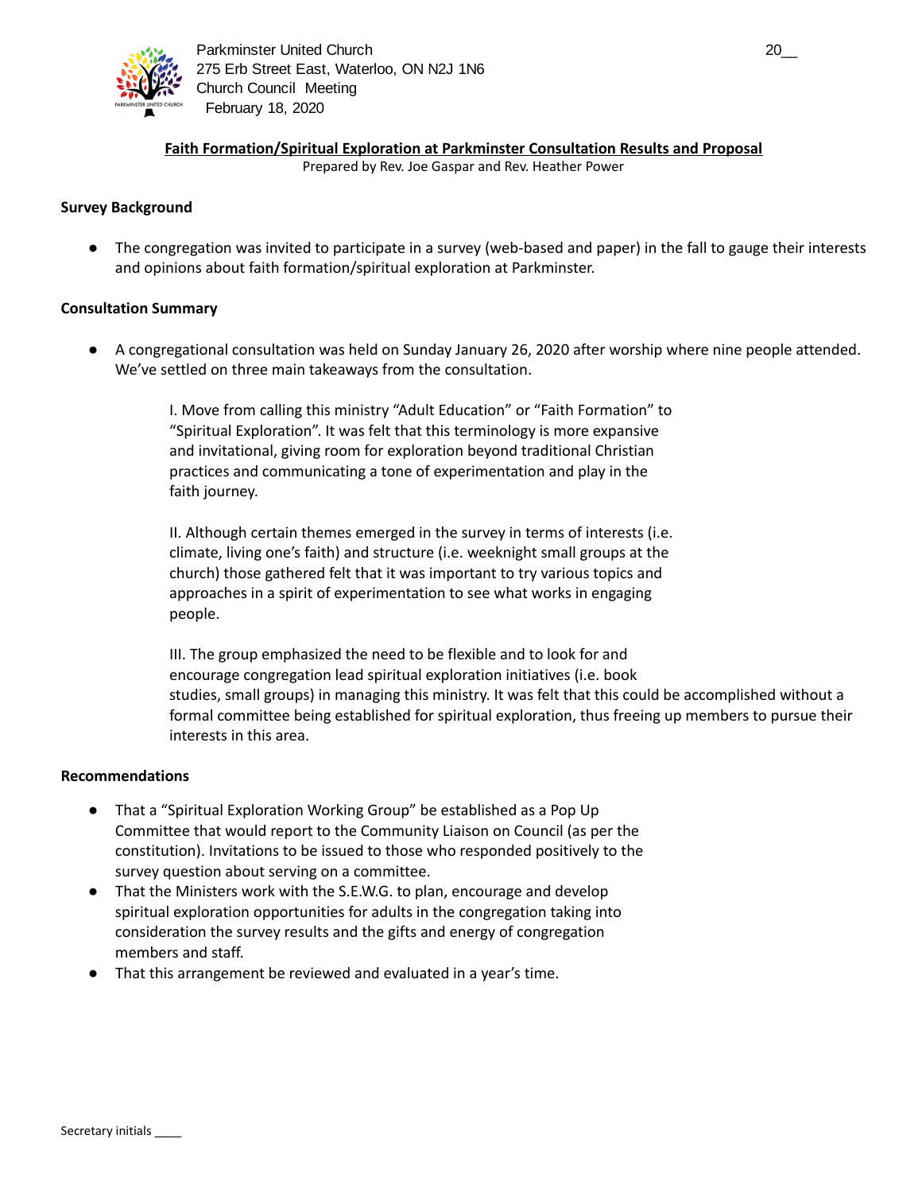Parkminster United Church
275 Erb Street East, Waterloo, ON N2J 1N6
Church Council Meeting
February 18, 2020

## Faith Formation/Spiritual Exploration at Parkminster Consultation Results and Proposal

Prepared by Rev. Joe Gaspar and Rev. Heather Power

### Survey Background

- The congregation was invited to participate in a survey (web-based and paper) in the fall to gauge their interests and opinions about faith formation/spiritual exploration at Parkminster.

### Consultation Summary

- A congregational consultation was held on Sunday January 26, 2020 after worship where nine people attended. We've settled on three main takeaways from the consultation.

  I. Move from calling this ministry "Adult Education" or "Faith Formation" to "Spiritual Exploration". It was felt that this terminology is more expansive and invitational, giving room for exploration beyond traditional Christian practices and communicating a tone of experimentation and play in the faith journey.

  II. Although certain themes emerged in the survey in terms of interests (i.e. climate, living one's faith) and structure (i.e. weeknight small groups at the church) those gathered felt that it was important to try various topics and approaches in a spirit of experimentation to see what works in engaging people.

  III. The group emphasized the need to be flexible and to look for and encourage congregation lead spiritual exploration initiatives (i.e. book studies, small groups) in managing this ministry. It was felt that this could be accomplished without a formal committee being established for spiritual exploration, thus freeing up members to pursue their interests in this area.

### Recommendations

- That a "Spiritual Exploration Working Group" be established as a Pop Up Committee that would report to the Community Liaison on Council (as per the constitution). Invitations to be issued to those who responded positively to the survey question about serving on a committee.
- That the Ministers work with the S.E.W.G. to plan, encourage and develop spiritual exploration opportunities for adults in the congregation taking into consideration the survey results and the gifts and energy of congregation members and staff.
- That this arrangement be reviewed and evaluated in a year's time.